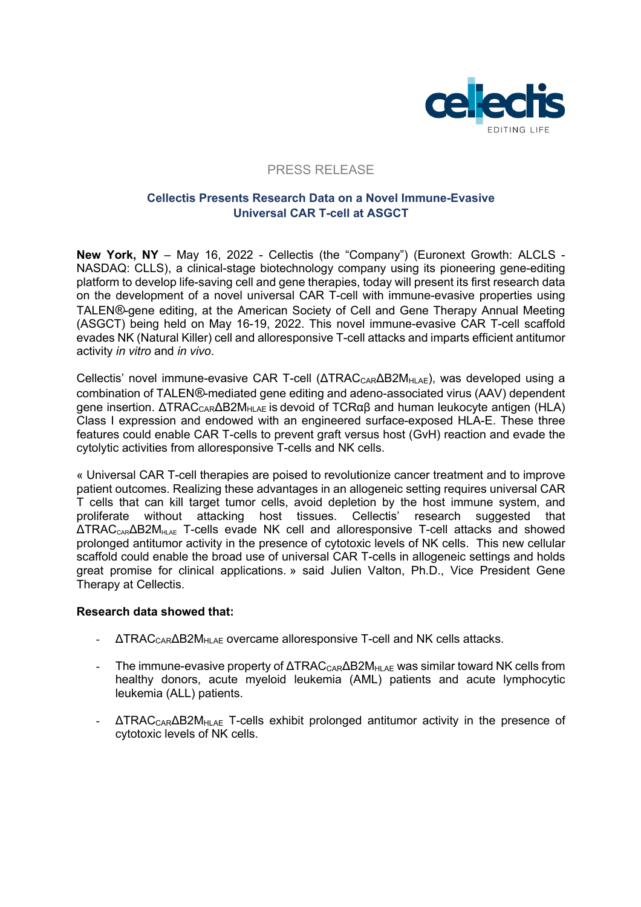PRESS RELEASE

## Cellectis Presents Research Data on a Novel Immune-Evasive Universal CAR T-cell at ASGCT

**New York, NY** – May 16, 2022 - Cellectis (the "Company") (Euronext Growth: ALCLS - NASDAQ: CLLS), a clinical-stage biotechnology company using its pioneering gene-editing platform to develop life-saving cell and gene therapies, today will present its first research data on the development of a novel universal CAR T-cell with immune-evasive properties using TALEN®-gene editing, at the American Society of Cell and Gene Therapy Annual Meeting (ASGCT) being held on May 16-19, 2022. This novel immune-evasive CAR T-cell scaffold evades NK (Natural Killer) cell and alloresponsive T-cell attacks and imparts efficient antitumor activity *in vitro* and *in vivo*.

Cellectis' novel immune-evasive CAR T-cell ($\Delta TRAC_{CAR}\Delta B2M_{HLAE}$), was developed using a combination of TALEN®-mediated gene editing and adeno-associated virus (AAV) dependent gene insertion. $\Delta TRAC_{CAR}\Delta B2M_{HLAE}$ is devoid of TCRαβ and human leukocyte antigen (HLA) Class I expression and endowed with an engineered surface-exposed HLA-E. These three features could enable CAR T-cells to prevent graft versus host (GvH) reaction and evade the cytolytic activities from alloresponsive T-cells and NK cells.

« Universal CAR T-cell therapies are poised to revolutionize cancer treatment and to improve patient outcomes. Realizing these advantages in an allogeneic setting requires universal CAR T cells that can kill target tumor cells, avoid depletion by the host immune system, and proliferate without attacking host tissues. Cellectis' research suggested that $\Delta TRAC_{CAR}\Delta B2M_{HLAE}$ T-cells evade NK cell and alloresponsive T-cell attacks and showed prolonged antitumor activity in the presence of cytotoxic levels of NK cells. This new cellular scaffold could enable the broad use of universal CAR T-cells in allogeneic settings and holds great promise for clinical applications. » said Julien Valton, Ph.D., Vice President Gene Therapy at Cellectis.

**Research data showed that:**

- $\Delta TRAC_{CAR}\Delta B2M_{HLAE}$ overcame alloresponsive T-cell and NK cells attacks.
- The immune-evasive property of $\Delta TRAC_{CAR}\Delta B2M_{HLAE}$ was similar toward NK cells from healthy donors, acute myeloid leukemia (AML) patients and acute lymphocytic leukemia (ALL) patients.
- $\Delta TRAC_{CAR}\Delta B2M_{HLAE}$ T-cells exhibit prolonged antitumor activity in the presence of cytotoxic levels of NK cells.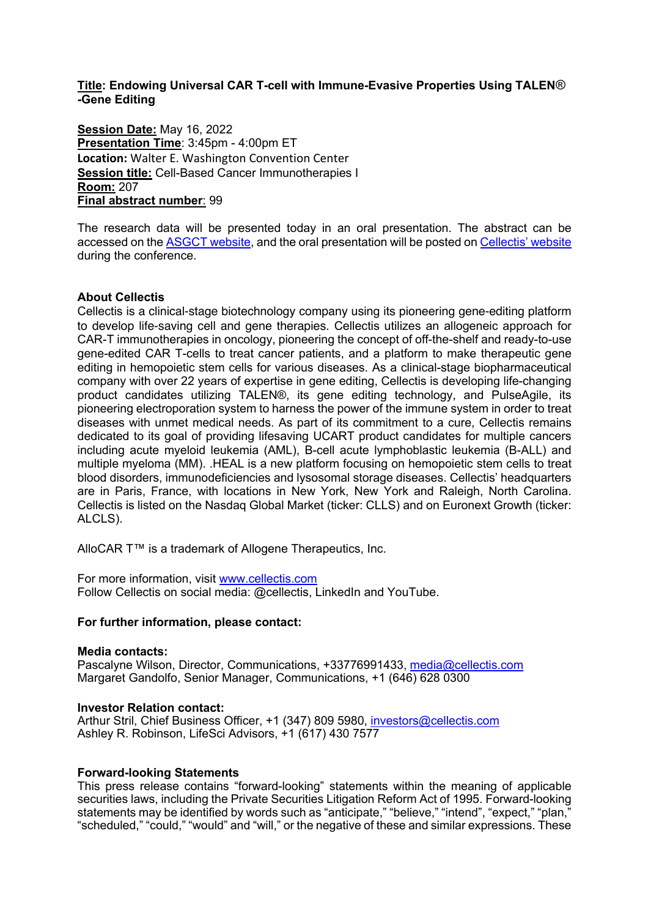**Title: Endowing Universal CAR T-cell with Immune-Evasive Properties Using TALEN® -Gene Editing**

**Session Date:** May 16, 2022
**Presentation Time**: 3:45pm - 4:00pm ET
**Location:** Walter E. Washington Convention Center
**Session title:** Cell-Based Cancer Immunotherapies I
**Room:** 207
**Final abstract number**: 99

The research data will be presented today in an oral presentation. The abstract can be accessed on the ASGCT website, and the oral presentation will be posted on Cellectis' website during the conference.

**About Cellectis**
Cellectis is a clinical-stage biotechnology company using its pioneering gene-editing platform to develop life-saving cell and gene therapies. Cellectis utilizes an allogeneic approach for CAR-T immunotherapies in oncology, pioneering the concept of off-the-shelf and ready-to-use gene-edited CAR T-cells to treat cancer patients, and a platform to make therapeutic gene editing in hemopoietic stem cells for various diseases. As a clinical-stage biopharmaceutical company with over 22 years of expertise in gene editing, Cellectis is developing life-changing product candidates utilizing TALEN®, its gene editing technology, and PulseAgile, its pioneering electroporation system to harness the power of the immune system in order to treat diseases with unmet medical needs. As part of its commitment to a cure, Cellectis remains dedicated to its goal of providing lifesaving UCART product candidates for multiple cancers including acute myeloid leukemia (AML), B-cell acute lymphoblastic leukemia (B-ALL) and multiple myeloma (MM). .HEAL is a new platform focusing on hemopoietic stem cells to treat blood disorders, immunodeficiencies and lysosomal storage diseases. Cellectis' headquarters are in Paris, France, with locations in New York, New York and Raleigh, North Carolina. Cellectis is listed on the Nasdaq Global Market (ticker: CLLS) and on Euronext Growth (ticker: ALCLS).

AlloCAR T™ is a trademark of Allogene Therapeutics, Inc.

For more information, visit www.cellectis.com
Follow Cellectis on social media: @cellectis, LinkedIn and YouTube.

**For further information, please contact:**

**Media contacts:**
Pascalyne Wilson, Director, Communications, +33776991433, media@cellectis.com
Margaret Gandolfo, Senior Manager, Communications, +1 (646) 628 0300

**Investor Relation contact:**
Arthur Stril, Chief Business Officer, +1 (347) 809 5980, investors@cellectis.com
Ashley R. Robinson, LifeSci Advisors, +1 (617) 430 7577

**Forward-looking Statements**
This press release contains "forward-looking" statements within the meaning of applicable securities laws, including the Private Securities Litigation Reform Act of 1995. Forward-looking statements may be identified by words such as "anticipate," "believe," "intend", "expect," "plan," "scheduled," "could," "would" and "will," or the negative of these and similar expressions. These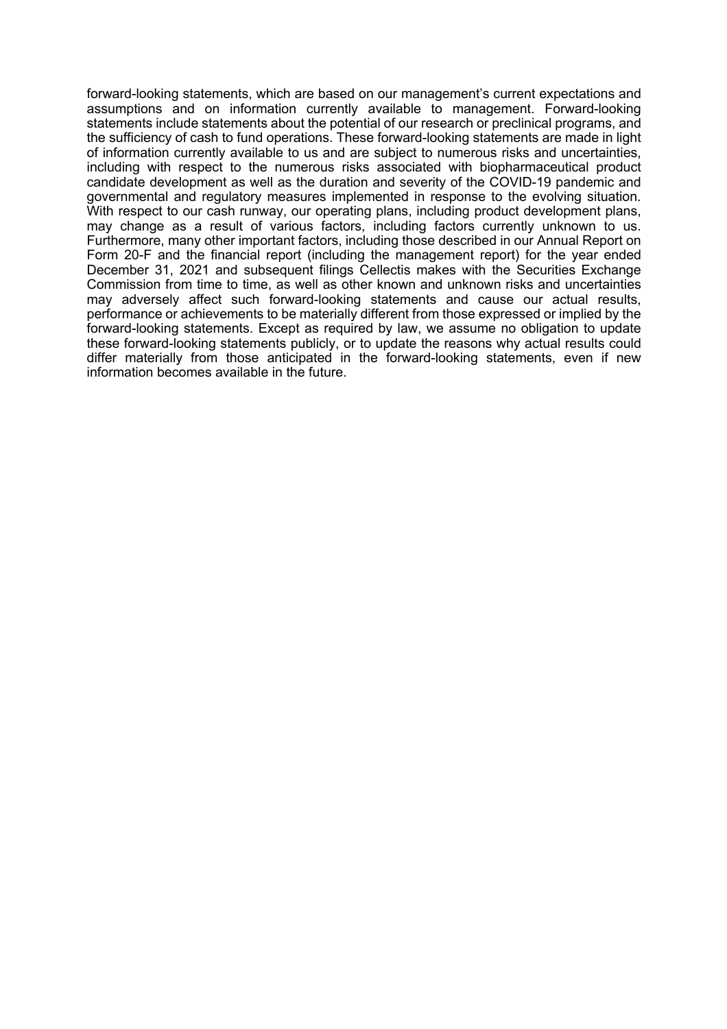forward-looking statements, which are based on our management's current expectations and assumptions and on information currently available to management. Forward-looking statements include statements about the potential of our research or preclinical programs, and the sufficiency of cash to fund operations. These forward-looking statements are made in light of information currently available to us and are subject to numerous risks and uncertainties, including with respect to the numerous risks associated with biopharmaceutical product candidate development as well as the duration and severity of the COVID-19 pandemic and governmental and regulatory measures implemented in response to the evolving situation. With respect to our cash runway, our operating plans, including product development plans, may change as a result of various factors, including factors currently unknown to us. Furthermore, many other important factors, including those described in our Annual Report on Form 20-F and the financial report (including the management report) for the year ended December 31, 2021 and subsequent filings Cellectis makes with the Securities Exchange Commission from time to time, as well as other known and unknown risks and uncertainties may adversely affect such forward-looking statements and cause our actual results, performance or achievements to be materially different from those expressed or implied by the forward-looking statements. Except as required by law, we assume no obligation to update these forward-looking statements publicly, or to update the reasons why actual results could differ materially from those anticipated in the forward-looking statements, even if new information becomes available in the future.